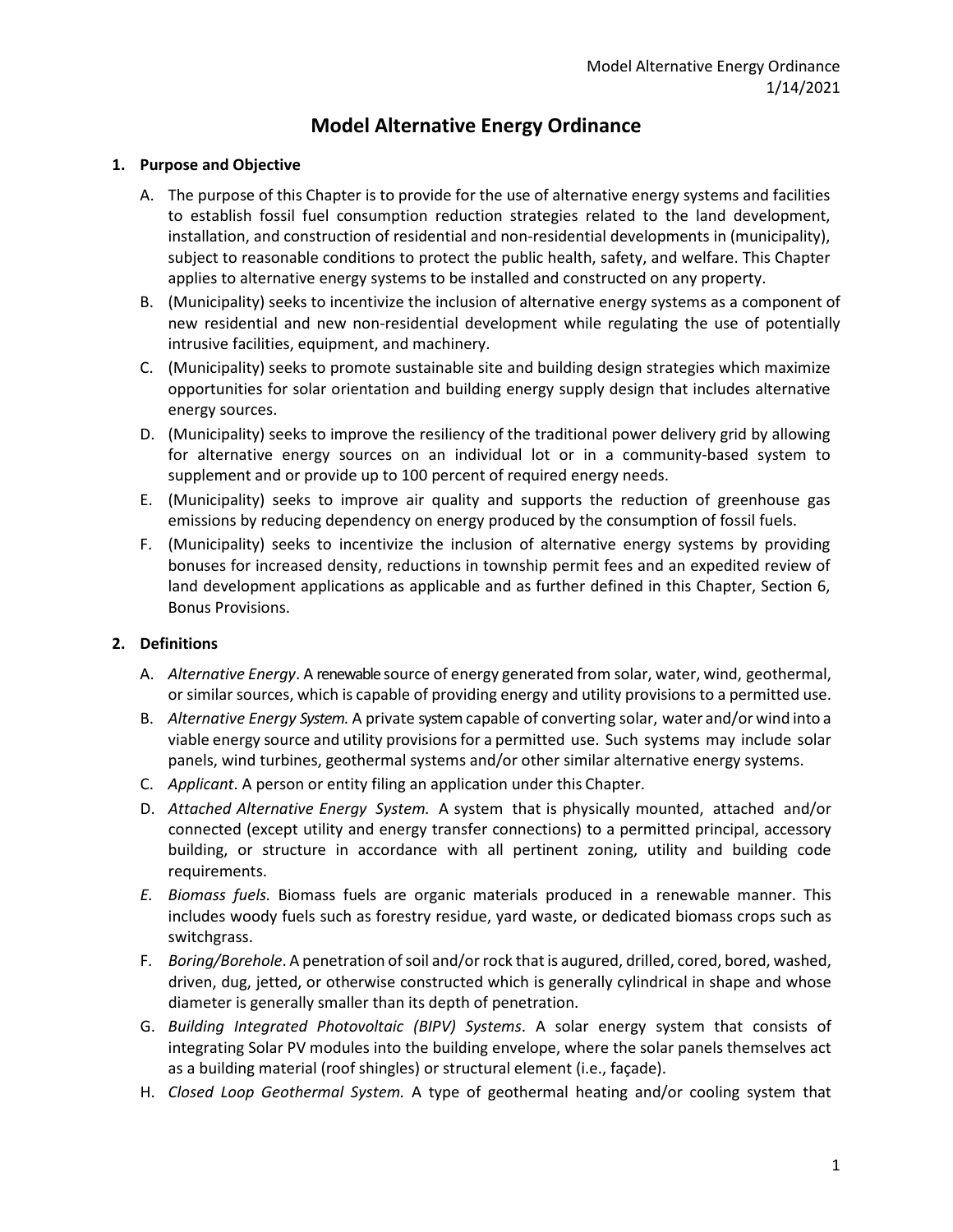# Model Alternative Energy Ordinance

## 1. Purpose and Objective

A. The purpose of this Chapter is to provide for the use of alternative energy systems and facilities to establish fossil fuel consumption reduction strategies related to the land development, installation, and construction of residential and non-residential developments in (municipality), subject to reasonable conditions to protect the public health, safety, and welfare. This Chapter applies to alternative energy systems to be installed and constructed on any property.

B. (Municipality) seeks to incentivize the inclusion of alternative energy systems as a component of new residential and new non-residential development while regulating the use of potentially intrusive facilities, equipment, and machinery.

C. (Municipality) seeks to promote sustainable site and building design strategies which maximize opportunities for solar orientation and building energy supply design that includes alternative energy sources.

D. (Municipality) seeks to improve the resiliency of the traditional power delivery grid by allowing for alternative energy sources on an individual lot or in a community-based system to supplement and or provide up to 100 percent of required energy needs.

E. (Municipality) seeks to improve air quality and supports the reduction of greenhouse gas emissions by reducing dependency on energy produced by the consumption of fossil fuels.

F. (Municipality) seeks to incentivize the inclusion of alternative energy systems by providing bonuses for increased density, reductions in township permit fees and an expedited review of land development applications as applicable and as further defined in this Chapter, Section 6, Bonus Provisions.

## 2. Definitions

A. *Alternative Energy*. A renewable source of energy generated from solar, water, wind, geothermal, or similar sources, which is capable of providing energy and utility provisions to a permitted use.

B. *Alternative Energy System.* A private system capable of converting solar, water and/or wind into a viable energy source and utility provisions for a permitted use. Such systems may include solar panels, wind turbines, geothermal systems and/or other similar alternative energy systems.

C. *Applicant*. A person or entity filing an application under this Chapter.

D. *Attached Alternative Energy System.* A system that is physically mounted, attached and/or connected (except utility and energy transfer connections) to a permitted principal, accessory building, or structure in accordance with all pertinent zoning, utility and building code requirements.

E. *Biomass fuels.* Biomass fuels are organic materials produced in a renewable manner. This includes woody fuels such as forestry residue, yard waste, or dedicated biomass crops such as switchgrass.

F. *Boring/Borehole*. A penetration of soil and/or rock that is augured, drilled, cored, bored, washed, driven, dug, jetted, or otherwise constructed which is generally cylindrical in shape and whose diameter is generally smaller than its depth of penetration.

G. *Building Integrated Photovoltaic (BIPV) Systems*. A solar energy system that consists of integrating Solar PV modules into the building envelope, where the solar panels themselves act as a building material (roof shingles) or structural element (i.e., façade).

H. *Closed Loop Geothermal System.* A type of geothermal heating and/or cooling system that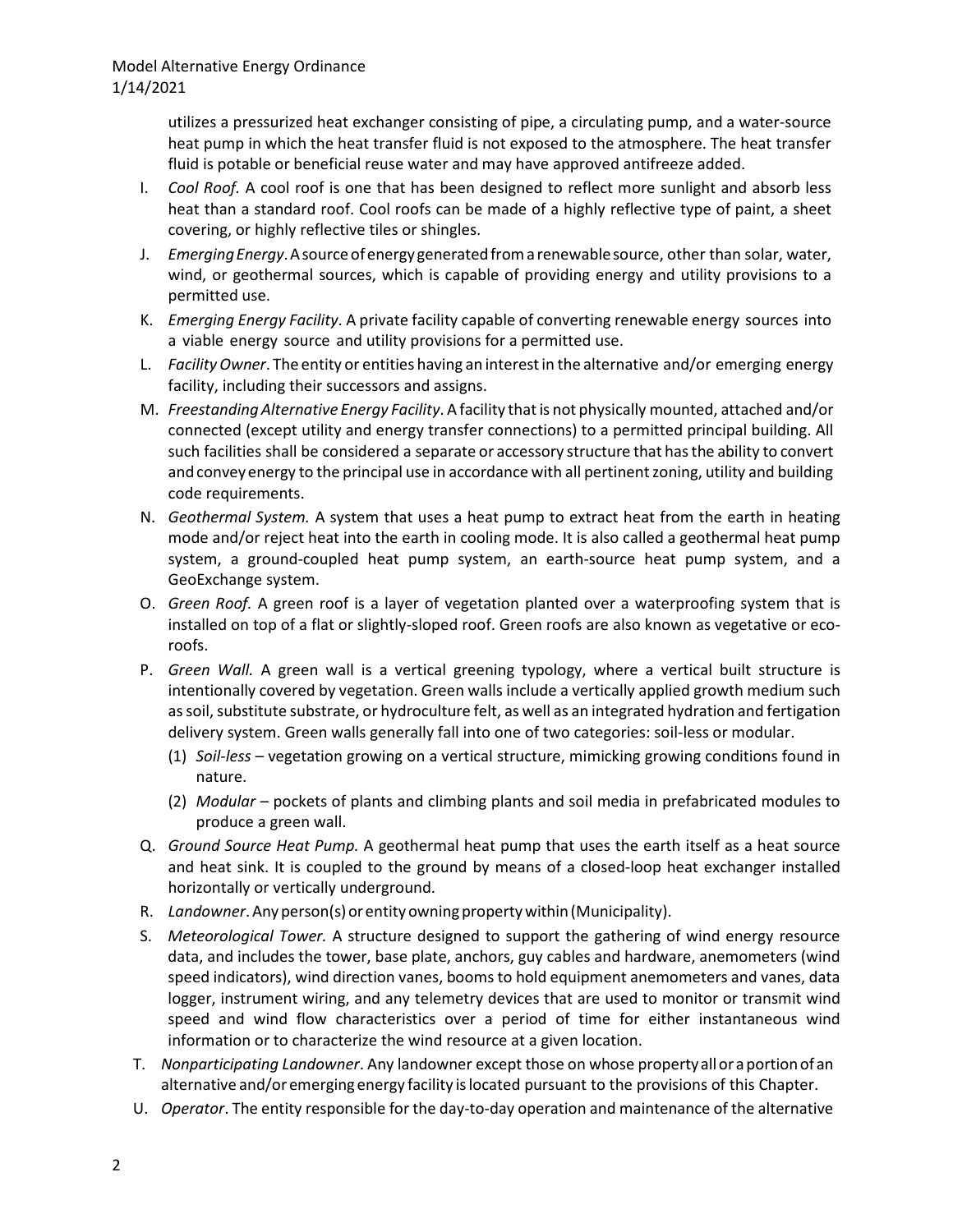utilizes a pressurized heat exchanger consisting of pipe, a circulating pump, and a water-source heat pump in which the heat transfer fluid is not exposed to the atmosphere. The heat transfer fluid is potable or beneficial reuse water and may have approved antifreeze added.

I. *Cool Roof.* A cool roof is one that has been designed to reflect more sunlight and absorb less heat than a standard roof. Cool roofs can be made of a highly reflective type of paint, a sheet covering, or highly reflective tiles or shingles.

J. *Emerging Energy*. A source of energy generated from a renewable source, other than solar, water, wind, or geothermal sources, which is capable of providing energy and utility provisions to a permitted use.

K. *Emerging Energy Facility*. A private facility capable of converting renewable energy sources into a viable energy source and utility provisions for a permitted use.

L. *Facility Owner*. The entity or entities having an interest in the alternative and/or emerging energy facility, including their successors and assigns.

M. *Freestanding Alternative Energy Facility*. A facility that is not physically mounted, attached and/or connected (except utility and energy transfer connections) to a permitted principal building. All such facilities shall be considered a separate or accessory structure that has the ability to convert and convey energy to the principal use in accordance with all pertinent zoning, utility and building code requirements.

N. *Geothermal System.* A system that uses a heat pump to extract heat from the earth in heating mode and/or reject heat into the earth in cooling mode. It is also called a geothermal heat pump system, a ground-coupled heat pump system, an earth-source heat pump system, and a GeoExchange system.

O. *Green Roof.* A green roof is a layer of vegetation planted over a waterproofing system that is installed on top of a flat or slightly-sloped roof. Green roofs are also known as vegetative or eco-roofs.

P. *Green Wall.* A green wall is a vertical greening typology, where a vertical built structure is intentionally covered by vegetation. Green walls include a vertically applied growth medium such as soil, substitute substrate, or hydroculture felt, as well as an integrated hydration and fertigation delivery system. Green walls generally fall into one of two categories: soil-less or modular.

   (1) *Soil-less* – vegetation growing on a vertical structure, mimicking growing conditions found in nature.

   (2) *Modular* – pockets of plants and climbing plants and soil media in prefabricated modules to produce a green wall.

Q. *Ground Source Heat Pump.* A geothermal heat pump that uses the earth itself as a heat source and heat sink. It is coupled to the ground by means of a closed-loop heat exchanger installed horizontally or vertically underground.

R. *Landowner*. Any person(s) or entity owning property within (Municipality).

S. *Meteorological Tower.* A structure designed to support the gathering of wind energy resource data, and includes the tower, base plate, anchors, guy cables and hardware, anemometers (wind speed indicators), wind direction vanes, booms to hold equipment anemometers and vanes, data logger, instrument wiring, and any telemetry devices that are used to monitor or transmit wind speed and wind flow characteristics over a period of time for either instantaneous wind information or to characterize the wind resource at a given location.

T. *Nonparticipating Landowner*. Any landowner except those on whose property all or a portion of an alternative and/or emerging energy facility is located pursuant to the provisions of this Chapter.

U. *Operator*. The entity responsible for the day-to-day operation and maintenance of the alternative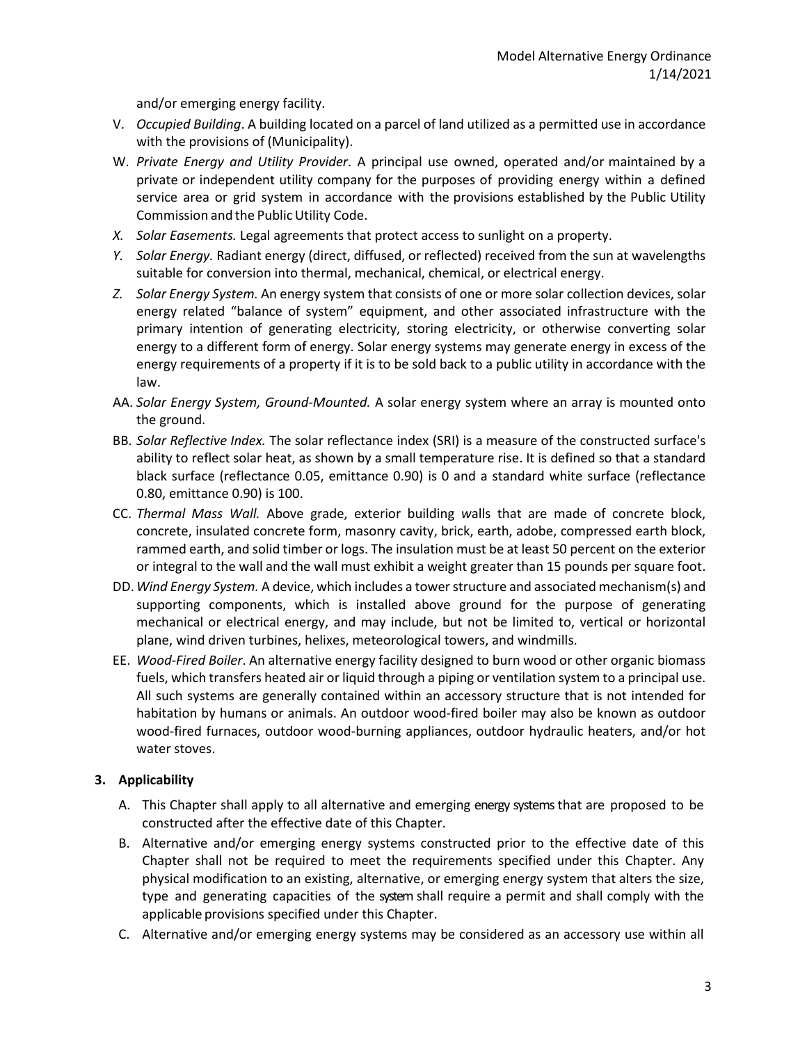and/or emerging energy facility.

V. *Occupied Building*. A building located on a parcel of land utilized as a permitted use in accordance with the provisions of (Municipality).

W. *Private Energy and Utility Provider*. A principal use owned, operated and/or maintained by a private or independent utility company for the purposes of providing energy within a defined service area or grid system in accordance with the provisions established by the Public Utility Commission and the Public Utility Code.

*X. Solar Easements.* Legal agreements that protect access to sunlight on a property.

*Y. Solar Energy.* Radiant energy (direct, diffused, or reflected) received from the sun at wavelengths suitable for conversion into thermal, mechanical, chemical, or electrical energy.

*Z. Solar Energy System.* An energy system that consists of one or more solar collection devices, solar energy related "balance of system" equipment, and other associated infrastructure with the primary intention of generating electricity, storing electricity, or otherwise converting solar energy to a different form of energy. Solar energy systems may generate energy in excess of the energy requirements of a property if it is to be sold back to a public utility in accordance with the law.

AA. *Solar Energy System, Ground-Mounted.* A solar energy system where an array is mounted onto the ground.

BB. *Solar Reflective Index.* The solar reflectance index (SRI) is a measure of the constructed surface's ability to reflect solar heat, as shown by a small temperature rise. It is defined so that a standard black surface (reflectance 0.05, emittance 0.90) is 0 and a standard white surface (reflectance 0.80, emittance 0.90) is 100.

CC. *Thermal Mass Wall.* Above grade, exterior building walls that are made of concrete block, concrete, insulated concrete form, masonry cavity, brick, earth, adobe, compressed earth block, rammed earth, and solid timber or logs. The insulation must be at least 50 percent on the exterior or integral to the wall and the wall must exhibit a weight greater than 15 pounds per square foot.

DD. *Wind Energy System.* A device, which includes a tower structure and associated mechanism(s) and supporting components, which is installed above ground for the purpose of generating mechanical or electrical energy, and may include, but not be limited to, vertical or horizontal plane, wind driven turbines, helixes, meteorological towers, and windmills.

EE. *Wood-Fired Boiler*. An alternative energy facility designed to burn wood or other organic biomass fuels, which transfers heated air or liquid through a piping or ventilation system to a principal use. All such systems are generally contained within an accessory structure that is not intended for habitation by humans or animals. An outdoor wood-fired boiler may also be known as outdoor wood-fired furnaces, outdoor wood-burning appliances, outdoor hydraulic heaters, and/or hot water stoves.

### 3. Applicability

A. This Chapter shall apply to all alternative and emerging energy systems that are proposed to be constructed after the effective date of this Chapter.

B. Alternative and/or emerging energy systems constructed prior to the effective date of this Chapter shall not be required to meet the requirements specified under this Chapter. Any physical modification to an existing, alternative, or emerging energy system that alters the size, type and generating capacities of the system shall require a permit and shall comply with the applicable provisions specified under this Chapter.

C. Alternative and/or emerging energy systems may be considered as an accessory use within all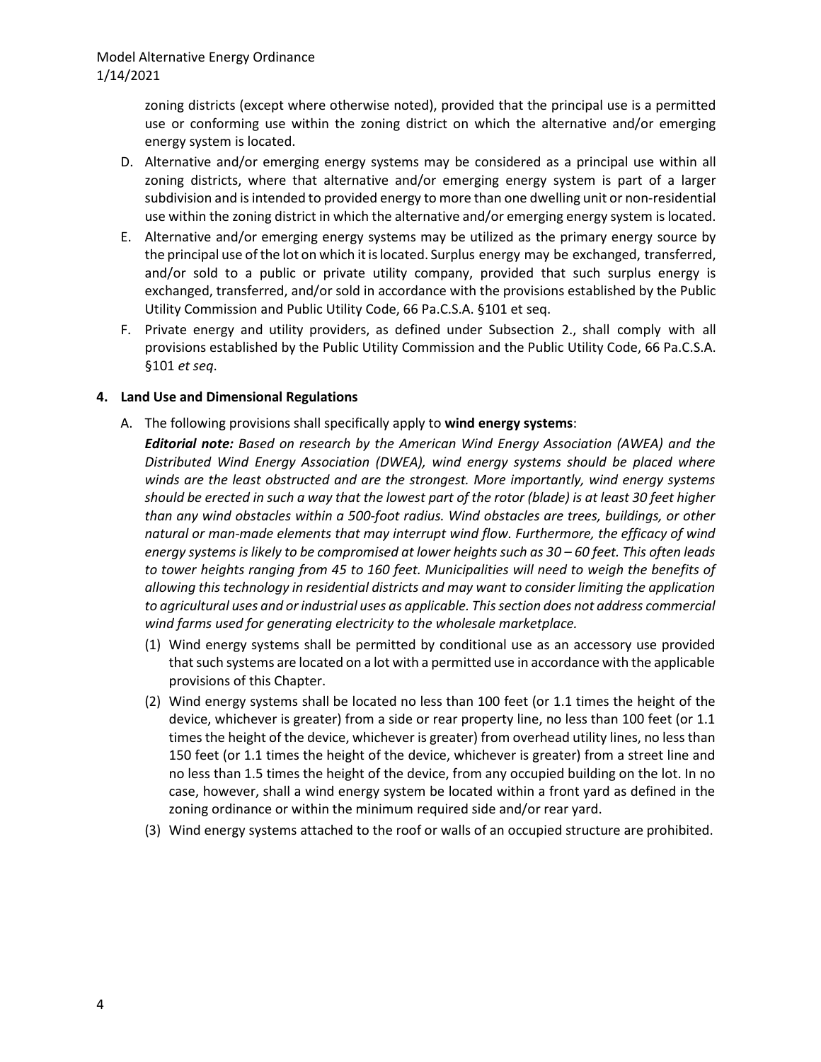zoning districts (except where otherwise noted), provided that the principal use is a permitted use or conforming use within the zoning district on which the alternative and/or emerging energy system is located.

D. Alternative and/or emerging energy systems may be considered as a principal use within all zoning districts, where that alternative and/or emerging energy system is part of a larger subdivision and is intended to provided energy to more than one dwelling unit or non-residential use within the zoning district in which the alternative and/or emerging energy system is located.

E. Alternative and/or emerging energy systems may be utilized as the primary energy source by the principal use of the lot on which it is located. Surplus energy may be exchanged, transferred, and/or sold to a public or private utility company, provided that such surplus energy is exchanged, transferred, and/or sold in accordance with the provisions established by the Public Utility Commission and Public Utility Code, 66 Pa.C.S.A. §101 et seq.

F. Private energy and utility providers, as defined under Subsection 2., shall comply with all provisions established by the Public Utility Commission and the Public Utility Code, 66 Pa.C.S.A. §101 *et seq*.

**4. Land Use and Dimensional Regulations**

A. The following provisions shall specifically apply to **wind energy systems**:

***Editorial note:*** *Based on research by the American Wind Energy Association (AWEA) and the Distributed Wind Energy Association (DWEA), wind energy systems should be placed where winds are the least obstructed and are the strongest. More importantly, wind energy systems should be erected in such a way that the lowest part of the rotor (blade) is at least 30 feet higher than any wind obstacles within a 500-foot radius. Wind obstacles are trees, buildings, or other natural or man-made elements that may interrupt wind flow. Furthermore, the efficacy of wind energy systems is likely to be compromised at lower heights such as 30 – 60 feet. This often leads to tower heights ranging from 45 to 160 feet. Municipalities will need to weigh the benefits of allowing this technology in residential districts and may want to consider limiting the application to agricultural uses and or industrial uses as applicable. This section does not address commercial wind farms used for generating electricity to the wholesale marketplace.*

(1) Wind energy systems shall be permitted by conditional use as an accessory use provided that such systems are located on a lot with a permitted use in accordance with the applicable provisions of this Chapter.

(2) Wind energy systems shall be located no less than 100 feet (or 1.1 times the height of the device, whichever is greater) from a side or rear property line, no less than 100 feet (or 1.1 times the height of the device, whichever is greater) from overhead utility lines, no less than 150 feet (or 1.1 times the height of the device, whichever is greater) from a street line and no less than 1.5 times the height of the device, from any occupied building on the lot. In no case, however, shall a wind energy system be located within a front yard as defined in the zoning ordinance or within the minimum required side and/or rear yard.

(3) Wind energy systems attached to the roof or walls of an occupied structure are prohibited.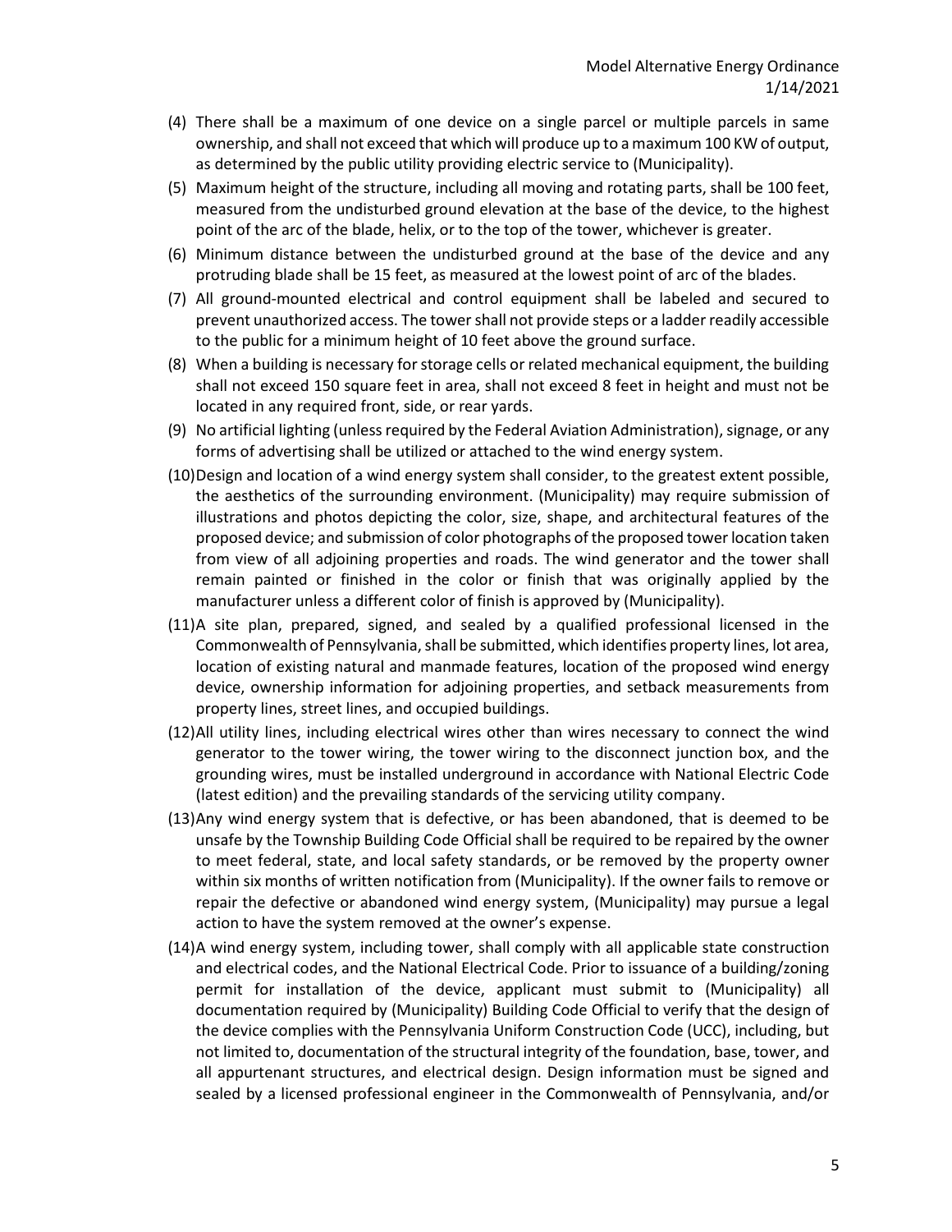(4) There shall be a maximum of one device on a single parcel or multiple parcels in same ownership, and shall not exceed that which will produce up to a maximum 100 KW of output, as determined by the public utility providing electric service to (Municipality).

(5) Maximum height of the structure, including all moving and rotating parts, shall be 100 feet, measured from the undisturbed ground elevation at the base of the device, to the highest point of the arc of the blade, helix, or to the top of the tower, whichever is greater.

(6) Minimum distance between the undisturbed ground at the base of the device and any protruding blade shall be 15 feet, as measured at the lowest point of arc of the blades.

(7) All ground-mounted electrical and control equipment shall be labeled and secured to prevent unauthorized access. The tower shall not provide steps or a ladder readily accessible to the public for a minimum height of 10 feet above the ground surface.

(8) When a building is necessary for storage cells or related mechanical equipment, the building shall not exceed 150 square feet in area, shall not exceed 8 feet in height and must not be located in any required front, side, or rear yards.

(9) No artificial lighting (unless required by the Federal Aviation Administration), signage, or any forms of advertising shall be utilized or attached to the wind energy system.

(10) Design and location of a wind energy system shall consider, to the greatest extent possible, the aesthetics of the surrounding environment. (Municipality) may require submission of illustrations and photos depicting the color, size, shape, and architectural features of the proposed device; and submission of color photographs of the proposed tower location taken from view of all adjoining properties and roads. The wind generator and the tower shall remain painted or finished in the color or finish that was originally applied by the manufacturer unless a different color of finish is approved by (Municipality).

(11) A site plan, prepared, signed, and sealed by a qualified professional licensed in the Commonwealth of Pennsylvania, shall be submitted, which identifies property lines, lot area, location of existing natural and manmade features, location of the proposed wind energy device, ownership information for adjoining properties, and setback measurements from property lines, street lines, and occupied buildings.

(12) All utility lines, including electrical wires other than wires necessary to connect the wind generator to the tower wiring, the tower wiring to the disconnect junction box, and the grounding wires, must be installed underground in accordance with National Electric Code (latest edition) and the prevailing standards of the servicing utility company.

(13) Any wind energy system that is defective, or has been abandoned, that is deemed to be unsafe by the Township Building Code Official shall be required to be repaired by the owner to meet federal, state, and local safety standards, or be removed by the property owner within six months of written notification from (Municipality). If the owner fails to remove or repair the defective or abandoned wind energy system, (Municipality) may pursue a legal action to have the system removed at the owner's expense.

(14) A wind energy system, including tower, shall comply with all applicable state construction and electrical codes, and the National Electrical Code. Prior to issuance of a building/zoning permit for installation of the device, applicant must submit to (Municipality) all documentation required by (Municipality) Building Code Official to verify that the design of the device complies with the Pennsylvania Uniform Construction Code (UCC), including, but not limited to, documentation of the structural integrity of the foundation, base, tower, and all appurtenant structures, and electrical design. Design information must be signed and sealed by a licensed professional engineer in the Commonwealth of Pennsylvania, and/or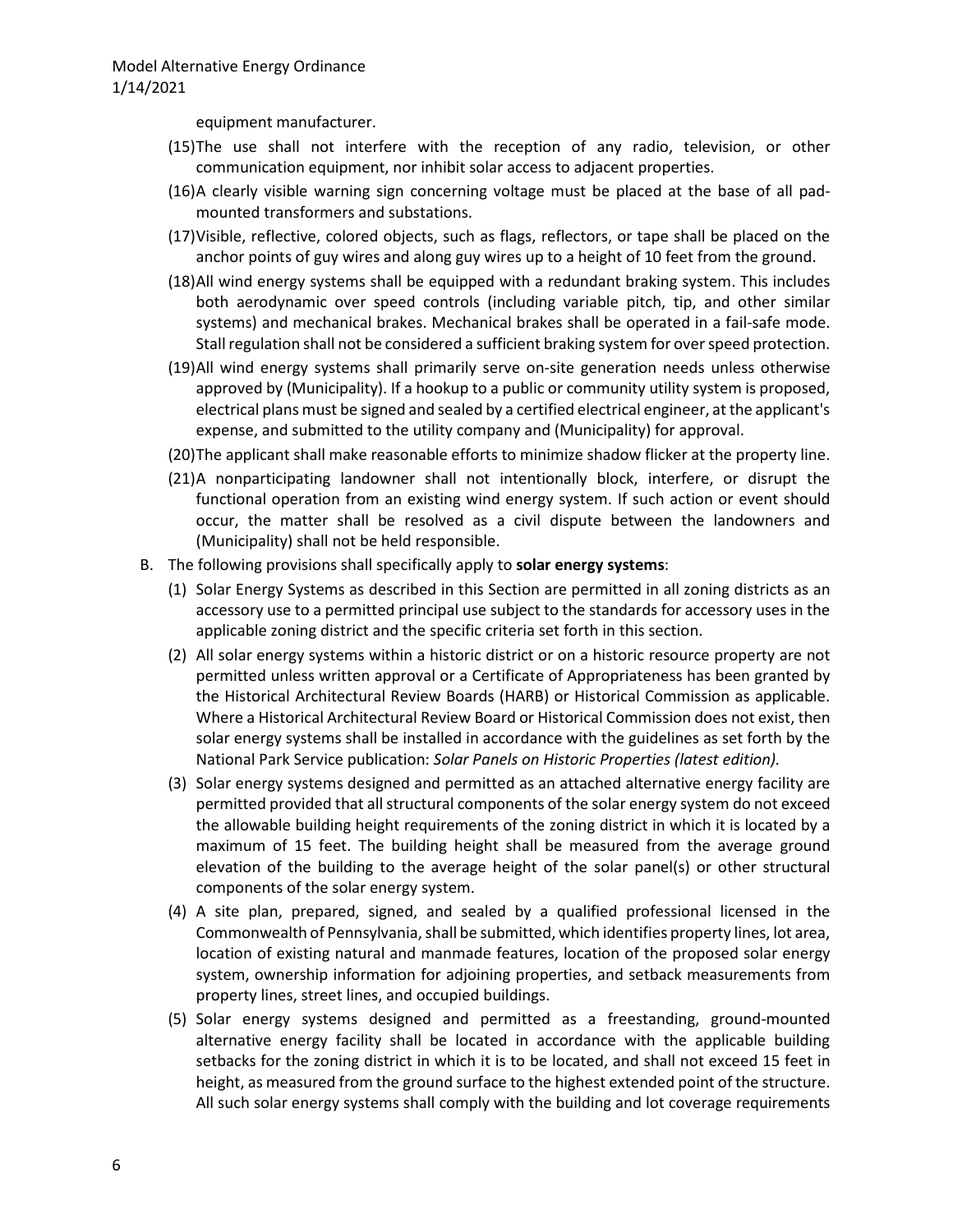equipment manufacturer.

(15) The use shall not interfere with the reception of any radio, television, or other communication equipment, nor inhibit solar access to adjacent properties.

(16) A clearly visible warning sign concerning voltage must be placed at the base of all pad-mounted transformers and substations.

(17) Visible, reflective, colored objects, such as flags, reflectors, or tape shall be placed on the anchor points of guy wires and along guy wires up to a height of 10 feet from the ground.

(18) All wind energy systems shall be equipped with a redundant braking system. This includes both aerodynamic over speed controls (including variable pitch, tip, and other similar systems) and mechanical brakes. Mechanical brakes shall be operated in a fail-safe mode. Stall regulation shall not be considered a sufficient braking system for over speed protection.

(19) All wind energy systems shall primarily serve on-site generation needs unless otherwise approved by (Municipality). If a hookup to a public or community utility system is proposed, electrical plans must be signed and sealed by a certified electrical engineer, at the applicant's expense, and submitted to the utility company and (Municipality) for approval.

(20) The applicant shall make reasonable efforts to minimize shadow flicker at the property line.

(21) A nonparticipating landowner shall not intentionally block, interfere, or disrupt the functional operation from an existing wind energy system. If such action or event should occur, the matter shall be resolved as a civil dispute between the landowners and (Municipality) shall not be held responsible.

B. The following provisions shall specifically apply to **solar energy systems**:

(1) Solar Energy Systems as described in this Section are permitted in all zoning districts as an accessory use to a permitted principal use subject to the standards for accessory uses in the applicable zoning district and the specific criteria set forth in this section.

(2) All solar energy systems within a historic district or on a historic resource property are not permitted unless written approval or a Certificate of Appropriateness has been granted by the Historical Architectural Review Boards (HARB) or Historical Commission as applicable. Where a Historical Architectural Review Board or Historical Commission does not exist, then solar energy systems shall be installed in accordance with the guidelines as set forth by the National Park Service publication: *Solar Panels on Historic Properties (latest edition).*

(3) Solar energy systems designed and permitted as an attached alternative energy facility are permitted provided that all structural components of the solar energy system do not exceed the allowable building height requirements of the zoning district in which it is located by a maximum of 15 feet. The building height shall be measured from the average ground elevation of the building to the average height of the solar panel(s) or other structural components of the solar energy system.

(4) A site plan, prepared, signed, and sealed by a qualified professional licensed in the Commonwealth of Pennsylvania, shall be submitted, which identifies property lines, lot area, location of existing natural and manmade features, location of the proposed solar energy system, ownership information for adjoining properties, and setback measurements from property lines, street lines, and occupied buildings.

(5) Solar energy systems designed and permitted as a freestanding, ground-mounted alternative energy facility shall be located in accordance with the applicable building setbacks for the zoning district in which it is to be located, and shall not exceed 15 feet in height, as measured from the ground surface to the highest extended point of the structure. All such solar energy systems shall comply with the building and lot coverage requirements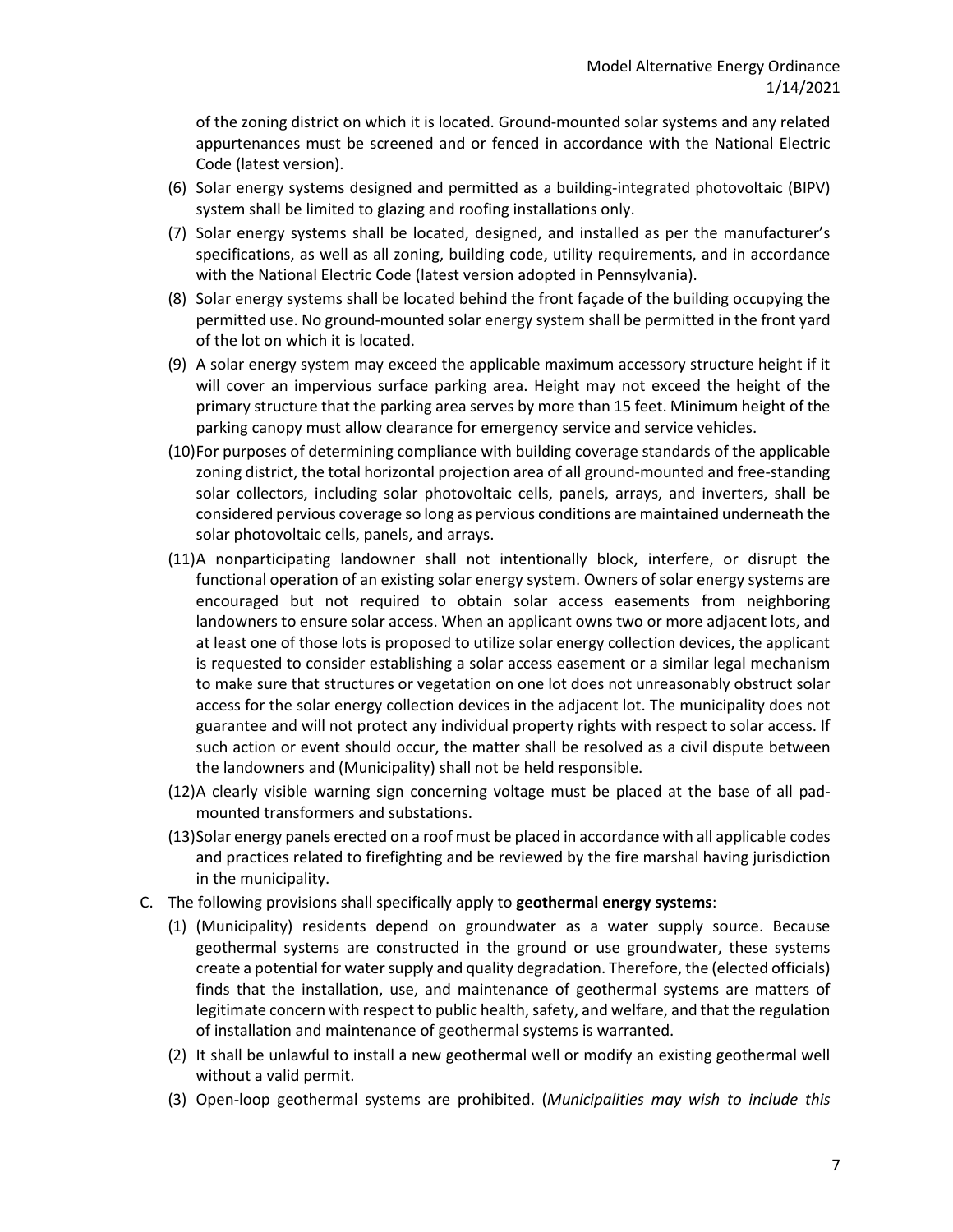of the zoning district on which it is located. Ground-mounted solar systems and any related appurtenances must be screened and or fenced in accordance with the National Electric Code (latest version).

(6) Solar energy systems designed and permitted as a building-integrated photovoltaic (BIPV) system shall be limited to glazing and roofing installations only.

(7) Solar energy systems shall be located, designed, and installed as per the manufacturer's specifications, as well as all zoning, building code, utility requirements, and in accordance with the National Electric Code (latest version adopted in Pennsylvania).

(8) Solar energy systems shall be located behind the front façade of the building occupying the permitted use. No ground-mounted solar energy system shall be permitted in the front yard of the lot on which it is located.

(9) A solar energy system may exceed the applicable maximum accessory structure height if it will cover an impervious surface parking area. Height may not exceed the height of the primary structure that the parking area serves by more than 15 feet. Minimum height of the parking canopy must allow clearance for emergency service and service vehicles.

(10) For purposes of determining compliance with building coverage standards of the applicable zoning district, the total horizontal projection area of all ground-mounted and free-standing solar collectors, including solar photovoltaic cells, panels, arrays, and inverters, shall be considered pervious coverage so long as pervious conditions are maintained underneath the solar photovoltaic cells, panels, and arrays.

(11) A nonparticipating landowner shall not intentionally block, interfere, or disrupt the functional operation of an existing solar energy system. Owners of solar energy systems are encouraged but not required to obtain solar access easements from neighboring landowners to ensure solar access. When an applicant owns two or more adjacent lots, and at least one of those lots is proposed to utilize solar energy collection devices, the applicant is requested to consider establishing a solar access easement or a similar legal mechanism to make sure that structures or vegetation on one lot does not unreasonably obstruct solar access for the solar energy collection devices in the adjacent lot. The municipality does not guarantee and will not protect any individual property rights with respect to solar access. If such action or event should occur, the matter shall be resolved as a civil dispute between the landowners and (Municipality) shall not be held responsible.

(12) A clearly visible warning sign concerning voltage must be placed at the base of all pad-mounted transformers and substations.

(13) Solar energy panels erected on a roof must be placed in accordance with all applicable codes and practices related to firefighting and be reviewed by the fire marshal having jurisdiction in the municipality.

C. The following provisions shall specifically apply to **geothermal energy systems**:

(1) (Municipality) residents depend on groundwater as a water supply source. Because geothermal systems are constructed in the ground or use groundwater, these systems create a potential for water supply and quality degradation. Therefore, the (elected officials) finds that the installation, use, and maintenance of geothermal systems are matters of legitimate concern with respect to public health, safety, and welfare, and that the regulation of installation and maintenance of geothermal systems is warranted.

(2) It shall be unlawful to install a new geothermal well or modify an existing geothermal well without a valid permit.

(3) Open-loop geothermal systems are prohibited. (*Municipalities may wish to include this*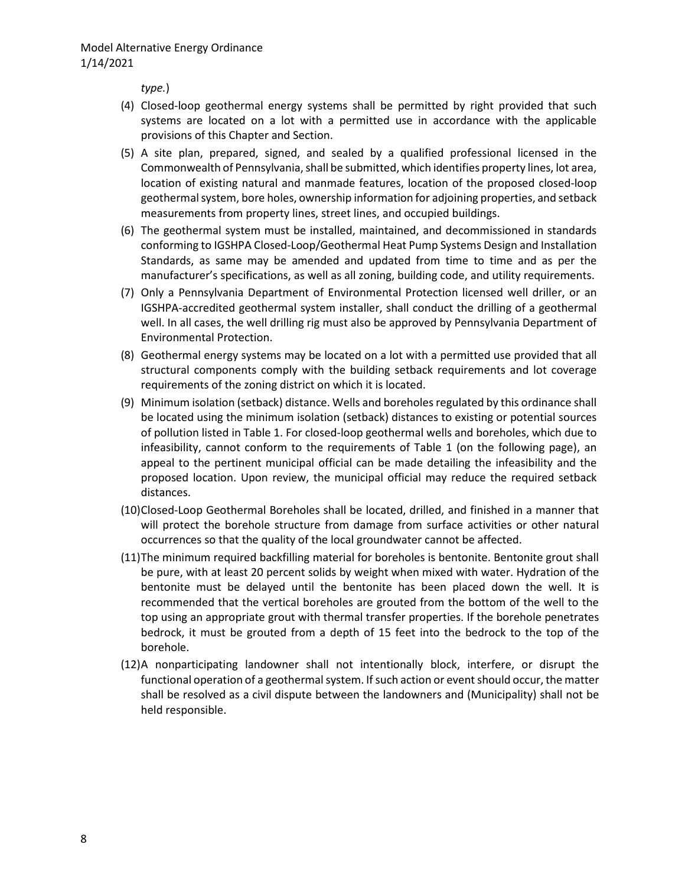*type.*)

(4) Closed-loop geothermal energy systems shall be permitted by right provided that such systems are located on a lot with a permitted use in accordance with the applicable provisions of this Chapter and Section.

(5) A site plan, prepared, signed, and sealed by a qualified professional licensed in the Commonwealth of Pennsylvania, shall be submitted, which identifies property lines, lot area, location of existing natural and manmade features, location of the proposed closed-loop geothermal system, bore holes, ownership information for adjoining properties, and setback measurements from property lines, street lines, and occupied buildings.

(6) The geothermal system must be installed, maintained, and decommissioned in standards conforming to IGSHPA Closed-Loop/Geothermal Heat Pump Systems Design and Installation Standards, as same may be amended and updated from time to time and as per the manufacturer's specifications, as well as all zoning, building code, and utility requirements.

(7) Only a Pennsylvania Department of Environmental Protection licensed well driller, or an IGSHPA-accredited geothermal system installer, shall conduct the drilling of a geothermal well. In all cases, the well drilling rig must also be approved by Pennsylvania Department of Environmental Protection.

(8) Geothermal energy systems may be located on a lot with a permitted use provided that all structural components comply with the building setback requirements and lot coverage requirements of the zoning district on which it is located.

(9) Minimum isolation (setback) distance. Wells and boreholes regulated by this ordinance shall be located using the minimum isolation (setback) distances to existing or potential sources of pollution listed in Table 1. For closed-loop geothermal wells and boreholes, which due to infeasibility, cannot conform to the requirements of Table 1 (on the following page), an appeal to the pertinent municipal official can be made detailing the infeasibility and the proposed location. Upon review, the municipal official may reduce the required setback distances.

(10) Closed-Loop Geothermal Boreholes shall be located, drilled, and finished in a manner that will protect the borehole structure from damage from surface activities or other natural occurrences so that the quality of the local groundwater cannot be affected.

(11) The minimum required backfilling material for boreholes is bentonite. Bentonite grout shall be pure, with at least 20 percent solids by weight when mixed with water. Hydration of the bentonite must be delayed until the bentonite has been placed down the well. It is recommended that the vertical boreholes are grouted from the bottom of the well to the top using an appropriate grout with thermal transfer properties. If the borehole penetrates bedrock, it must be grouted from a depth of 15 feet into the bedrock to the top of the borehole.

(12) A nonparticipating landowner shall not intentionally block, interfere, or disrupt the functional operation of a geothermal system. If such action or event should occur, the matter shall be resolved as a civil dispute between the landowners and (Municipality) shall not be held responsible.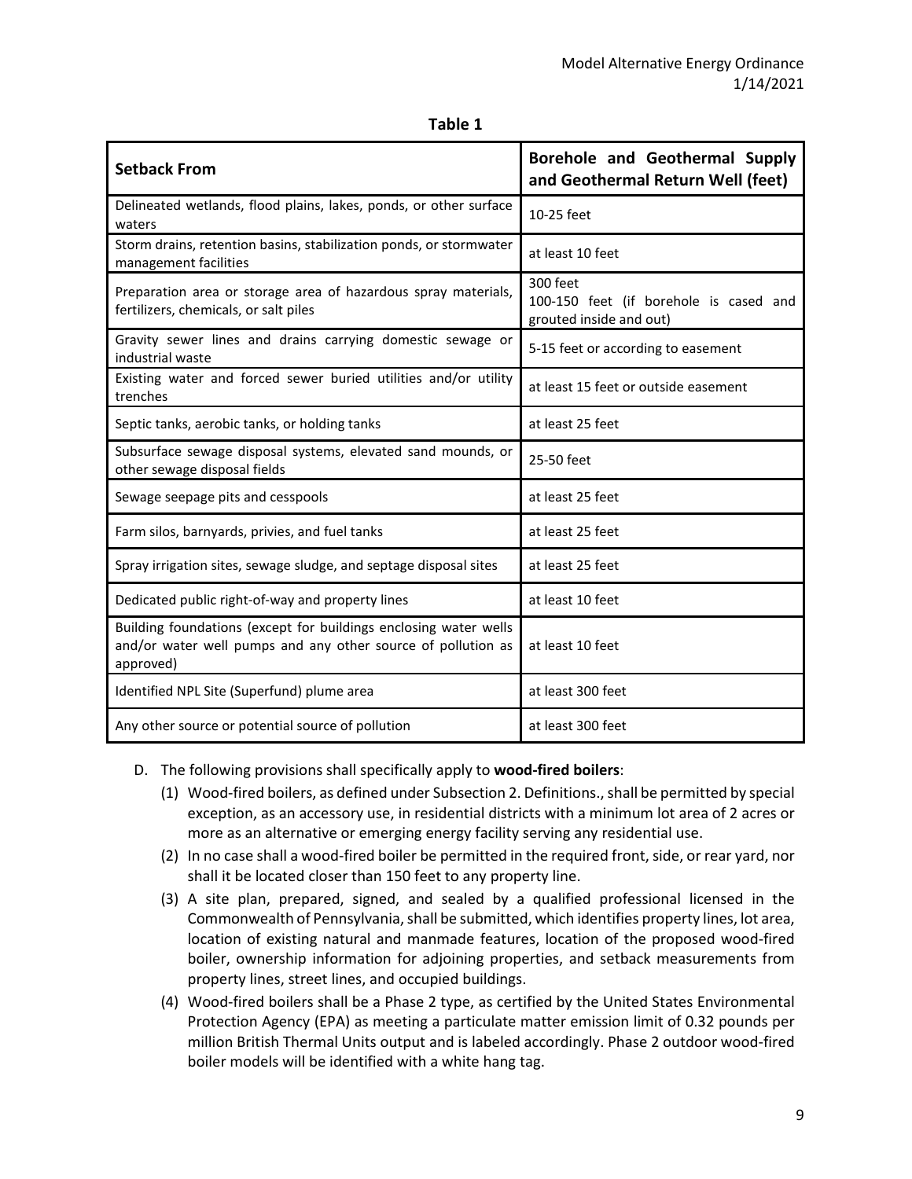**Table 1**

| Setback From | Borehole and Geothermal Supply and Geothermal Return Well (feet) |
|---|---|
| Delineated wetlands, flood plains, lakes, ponds, or other surface waters | 10-25 feet |
| Storm drains, retention basins, stabilization ponds, or stormwater management facilities | at least 10 feet |
| Preparation area or storage area of hazardous spray materials, fertilizers, chemicals, or salt piles | 300 feet<br>100-150 feet (if borehole is cased and grouted inside and out) |
| Gravity sewer lines and drains carrying domestic sewage or industrial waste | 5-15 feet or according to easement |
| Existing water and forced sewer buried utilities and/or utility trenches | at least 15 feet or outside easement |
| Septic tanks, aerobic tanks, or holding tanks | at least 25 feet |
| Subsurface sewage disposal systems, elevated sand mounds, or other sewage disposal fields | 25-50 feet |
| Sewage seepage pits and cesspools | at least 25 feet |
| Farm silos, barnyards, privies, and fuel tanks | at least 25 feet |
| Spray irrigation sites, sewage sludge, and septage disposal sites | at least 25 feet |
| Dedicated public right-of-way and property lines | at least 10 feet |
| Building foundations (except for buildings enclosing water wells and/or water well pumps and any other source of pollution as approved) | at least 10 feet |
| Identified NPL Site (Superfund) plume area | at least 300 feet |
| Any other source or potential source of pollution | at least 300 feet |

D. The following provisions shall specifically apply to **wood-fired boilers**:

(1) Wood-fired boilers, as defined under Subsection 2. Definitions., shall be permitted by special exception, as an accessory use, in residential districts with a minimum lot area of 2 acres or more as an alternative or emerging energy facility serving any residential use.

(2) In no case shall a wood-fired boiler be permitted in the required front, side, or rear yard, nor shall it be located closer than 150 feet to any property line.

(3) A site plan, prepared, signed, and sealed by a qualified professional licensed in the Commonwealth of Pennsylvania, shall be submitted, which identifies property lines, lot area, location of existing natural and manmade features, location of the proposed wood-fired boiler, ownership information for adjoining properties, and setback measurements from property lines, street lines, and occupied buildings.

(4) Wood-fired boilers shall be a Phase 2 type, as certified by the United States Environmental Protection Agency (EPA) as meeting a particulate matter emission limit of 0.32 pounds per million British Thermal Units output and is labeled accordingly. Phase 2 outdoor wood-fired boiler models will be identified with a white hang tag.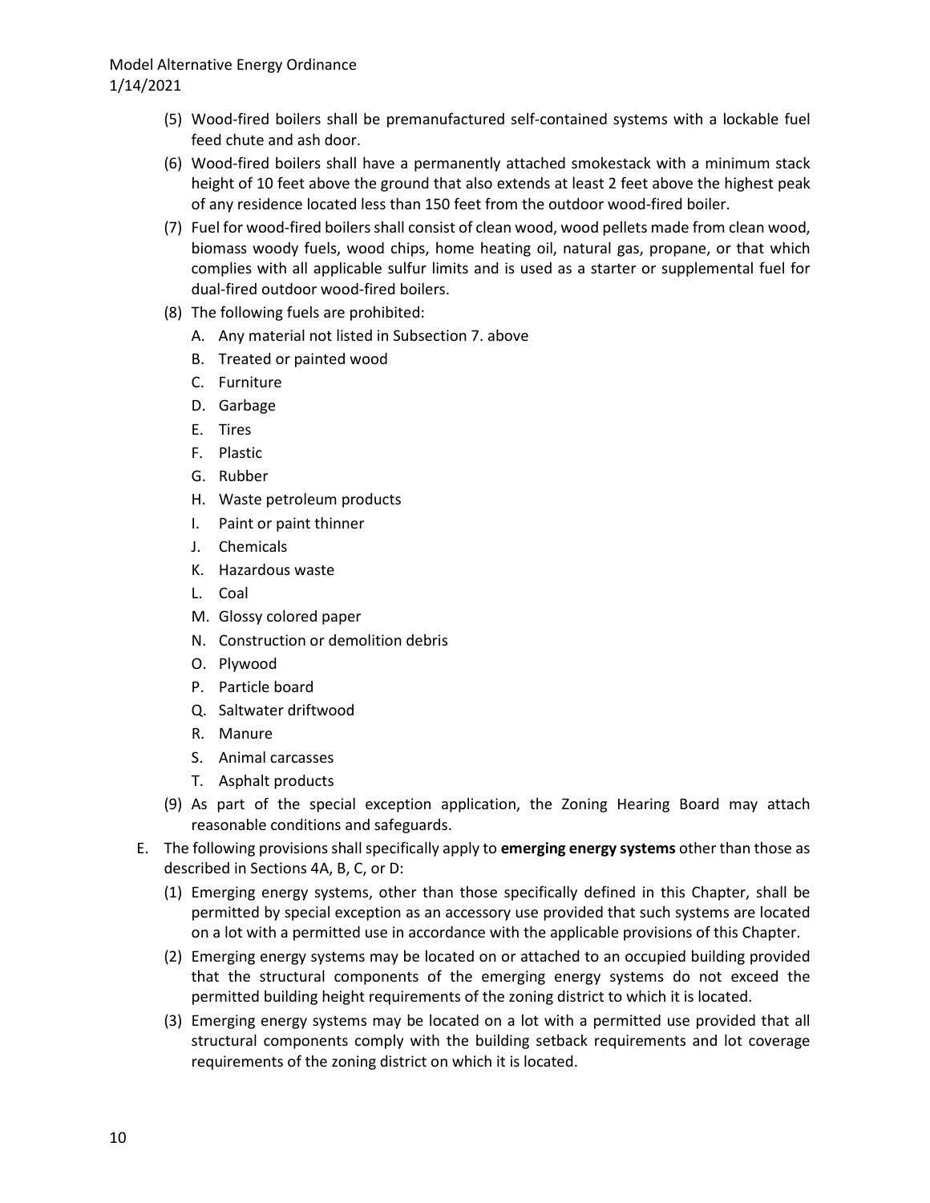(5) Wood-fired boilers shall be premanufactured self-contained systems with a lockable fuel feed chute and ash door.

(6) Wood-fired boilers shall have a permanently attached smokestack with a minimum stack height of 10 feet above the ground that also extends at least 2 feet above the highest peak of any residence located less than 150 feet from the outdoor wood-fired boiler.

(7) Fuel for wood-fired boilers shall consist of clean wood, wood pellets made from clean wood, biomass woody fuels, wood chips, home heating oil, natural gas, propane, or that which complies with all applicable sulfur limits and is used as a starter or supplemental fuel for dual-fired outdoor wood-fired boilers.

(8) The following fuels are prohibited:

   A. Any material not listed in Subsection 7. above
   B. Treated or painted wood
   C. Furniture
   D. Garbage
   E. Tires
   F. Plastic
   G. Rubber
   H. Waste petroleum products
   I. Paint or paint thinner
   J. Chemicals
   K. Hazardous waste
   L. Coal
   M. Glossy colored paper
   N. Construction or demolition debris
   O. Plywood
   P. Particle board
   Q. Saltwater driftwood
   R. Manure
   S. Animal carcasses
   T. Asphalt products

(9) As part of the special exception application, the Zoning Hearing Board may attach reasonable conditions and safeguards.

E. The following provisions shall specifically apply to **emerging energy systems** other than those as described in Sections 4A, B, C, or D:

   (1) Emerging energy systems, other than those specifically defined in this Chapter, shall be permitted by special exception as an accessory use provided that such systems are located on a lot with a permitted use in accordance with the applicable provisions of this Chapter.

   (2) Emerging energy systems may be located on or attached to an occupied building provided that the structural components of the emerging energy systems do not exceed the permitted building height requirements of the zoning district to which it is located.

   (3) Emerging energy systems may be located on a lot with a permitted use provided that all structural components comply with the building setback requirements and lot coverage requirements of the zoning district on which it is located.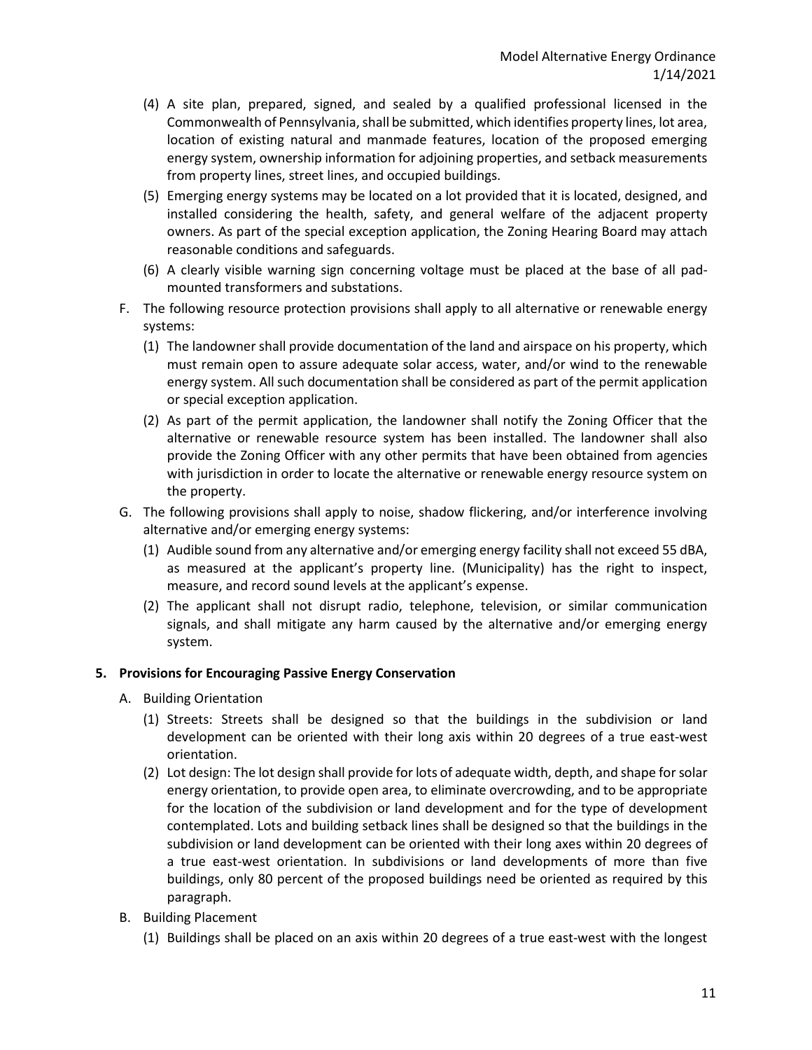(4) A site plan, prepared, signed, and sealed by a qualified professional licensed in the Commonwealth of Pennsylvania, shall be submitted, which identifies property lines, lot area, location of existing natural and manmade features, location of the proposed emerging energy system, ownership information for adjoining properties, and setback measurements from property lines, street lines, and occupied buildings.

(5) Emerging energy systems may be located on a lot provided that it is located, designed, and installed considering the health, safety, and general welfare of the adjacent property owners. As part of the special exception application, the Zoning Hearing Board may attach reasonable conditions and safeguards.

(6) A clearly visible warning sign concerning voltage must be placed at the base of all pad-mounted transformers and substations.

F. The following resource protection provisions shall apply to all alternative or renewable energy systems:

(1) The landowner shall provide documentation of the land and airspace on his property, which must remain open to assure adequate solar access, water, and/or wind to the renewable energy system. All such documentation shall be considered as part of the permit application or special exception application.

(2) As part of the permit application, the landowner shall notify the Zoning Officer that the alternative or renewable resource system has been installed. The landowner shall also provide the Zoning Officer with any other permits that have been obtained from agencies with jurisdiction in order to locate the alternative or renewable energy resource system on the property.

G. The following provisions shall apply to noise, shadow flickering, and/or interference involving alternative and/or emerging energy systems:

(1) Audible sound from any alternative and/or emerging energy facility shall not exceed 55 dBA, as measured at the applicant's property line. (Municipality) has the right to inspect, measure, and record sound levels at the applicant's expense.

(2) The applicant shall not disrupt radio, telephone, television, or similar communication signals, and shall mitigate any harm caused by the alternative and/or emerging energy system.

## 5. Provisions for Encouraging Passive Energy Conservation

A. Building Orientation

(1) Streets: Streets shall be designed so that the buildings in the subdivision or land development can be oriented with their long axis within 20 degrees of a true east-west orientation.

(2) Lot design: The lot design shall provide for lots of adequate width, depth, and shape for solar energy orientation, to provide open area, to eliminate overcrowding, and to be appropriate for the location of the subdivision or land development and for the type of development contemplated. Lots and building setback lines shall be designed so that the buildings in the subdivision or land development can be oriented with their long axes within 20 degrees of a true east-west orientation. In subdivisions or land developments of more than five buildings, only 80 percent of the proposed buildings need be oriented as required by this paragraph.

B. Building Placement

(1) Buildings shall be placed on an axis within 20 degrees of a true east-west with the longest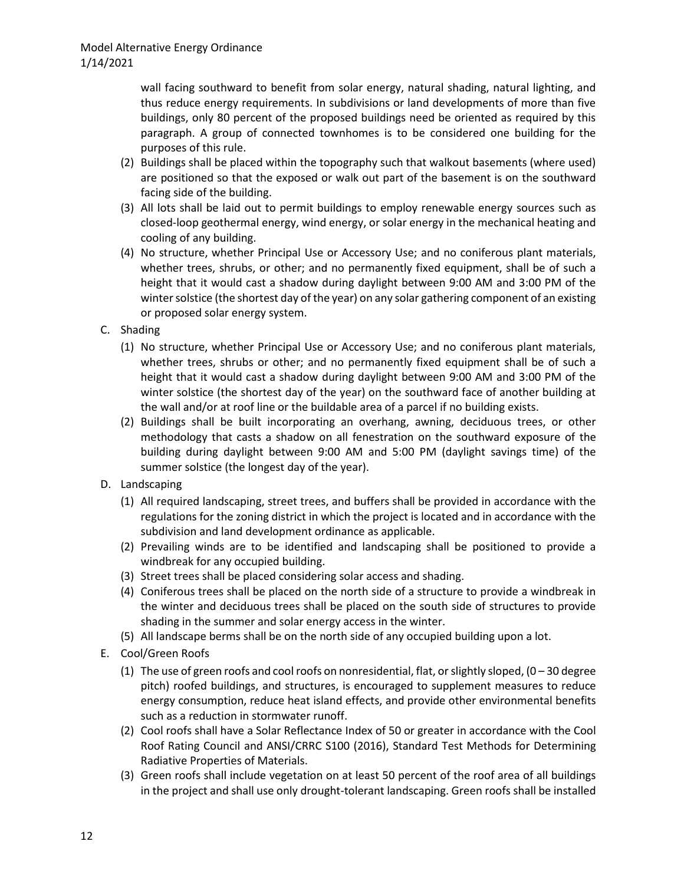wall facing southward to benefit from solar energy, natural shading, natural lighting, and thus reduce energy requirements. In subdivisions or land developments of more than five buildings, only 80 percent of the proposed buildings need be oriented as required by this paragraph. A group of connected townhomes is to be considered one building for the purposes of this rule.

(2) Buildings shall be placed within the topography such that walkout basements (where used) are positioned so that the exposed or walk out part of the basement is on the southward facing side of the building.

(3) All lots shall be laid out to permit buildings to employ renewable energy sources such as closed-loop geothermal energy, wind energy, or solar energy in the mechanical heating and cooling of any building.

(4) No structure, whether Principal Use or Accessory Use; and no coniferous plant materials, whether trees, shrubs, or other; and no permanently fixed equipment, shall be of such a height that it would cast a shadow during daylight between 9:00 AM and 3:00 PM of the winter solstice (the shortest day of the year) on any solar gathering component of an existing or proposed solar energy system.

C. Shading

(1) No structure, whether Principal Use or Accessory Use; and no coniferous plant materials, whether trees, shrubs or other; and no permanently fixed equipment shall be of such a height that it would cast a shadow during daylight between 9:00 AM and 3:00 PM of the winter solstice (the shortest day of the year) on the southward face of another building at the wall and/or at roof line or the buildable area of a parcel if no building exists.

(2) Buildings shall be built incorporating an overhang, awning, deciduous trees, or other methodology that casts a shadow on all fenestration on the southward exposure of the building during daylight between 9:00 AM and 5:00 PM (daylight savings time) of the summer solstice (the longest day of the year).

D. Landscaping

(1) All required landscaping, street trees, and buffers shall be provided in accordance with the regulations for the zoning district in which the project is located and in accordance with the subdivision and land development ordinance as applicable.

(2) Prevailing winds are to be identified and landscaping shall be positioned to provide a windbreak for any occupied building.

(3) Street trees shall be placed considering solar access and shading.

(4) Coniferous trees shall be placed on the north side of a structure to provide a windbreak in the winter and deciduous trees shall be placed on the south side of structures to provide shading in the summer and solar energy access in the winter.

(5) All landscape berms shall be on the north side of any occupied building upon a lot.

E. Cool/Green Roofs

(1) The use of green roofs and cool roofs on nonresidential, flat, or slightly sloped, (0 – 30 degree pitch) roofed buildings, and structures, is encouraged to supplement measures to reduce energy consumption, reduce heat island effects, and provide other environmental benefits such as a reduction in stormwater runoff.

(2) Cool roofs shall have a Solar Reflectance Index of 50 or greater in accordance with the Cool Roof Rating Council and ANSI/CRRC S100 (2016), Standard Test Methods for Determining Radiative Properties of Materials.

(3) Green roofs shall include vegetation on at least 50 percent of the roof area of all buildings in the project and shall use only drought-tolerant landscaping. Green roofs shall be installed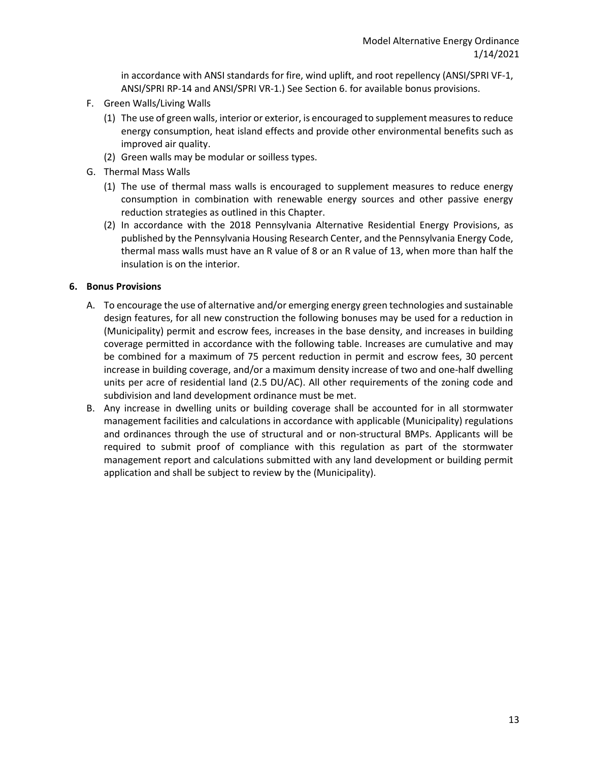in accordance with ANSI standards for fire, wind uplift, and root repellency (ANSI/SPRI VF-1, ANSI/SPRI RP-14 and ANSI/SPRI VR-1.) See Section 6. for available bonus provisions.

F. Green Walls/Living Walls

(1) The use of green walls, interior or exterior, is encouraged to supplement measures to reduce energy consumption, heat island effects and provide other environmental benefits such as improved air quality.

(2) Green walls may be modular or soilless types.

G. Thermal Mass Walls

(1) The use of thermal mass walls is encouraged to supplement measures to reduce energy consumption in combination with renewable energy sources and other passive energy reduction strategies as outlined in this Chapter.

(2) In accordance with the 2018 Pennsylvania Alternative Residential Energy Provisions, as published by the Pennsylvania Housing Research Center, and the Pennsylvania Energy Code, thermal mass walls must have an R value of 8 or an R value of 13, when more than half the insulation is on the interior.

**6. Bonus Provisions**

A. To encourage the use of alternative and/or emerging energy green technologies and sustainable design features, for all new construction the following bonuses may be used for a reduction in (Municipality) permit and escrow fees, increases in the base density, and increases in building coverage permitted in accordance with the following table. Increases are cumulative and may be combined for a maximum of 75 percent reduction in permit and escrow fees, 30 percent increase in building coverage, and/or a maximum density increase of two and one-half dwelling units per acre of residential land (2.5 DU/AC). All other requirements of the zoning code and subdivision and land development ordinance must be met.

B. Any increase in dwelling units or building coverage shall be accounted for in all stormwater management facilities and calculations in accordance with applicable (Municipality) regulations and ordinances through the use of structural and or non-structural BMPs. Applicants will be required to submit proof of compliance with this regulation as part of the stormwater management report and calculations submitted with any land development or building permit application and shall be subject to review by the (Municipality).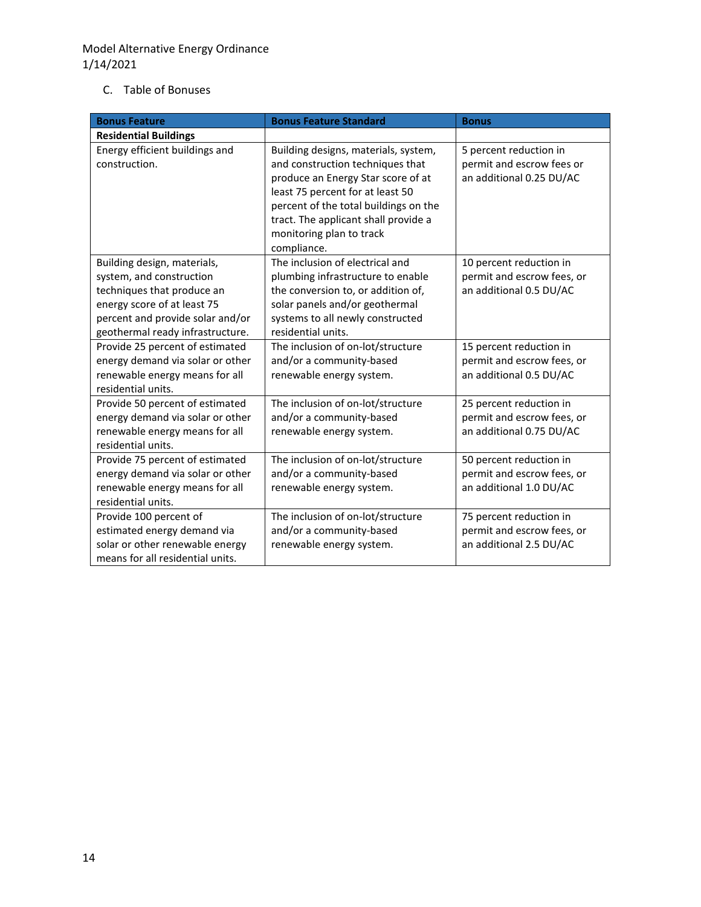C. Table of Bonuses

| Bonus Feature | Bonus Feature Standard | Bonus |
|---|---|---|
| **Residential Buildings** | | |
| Energy efficient buildings and construction. | Building designs, materials, system, and construction techniques that produce an Energy Star score of at least 75 percent for at least 50 percent of the total buildings on the tract. The applicant shall provide a monitoring plan to track compliance. | 5 percent reduction in permit and escrow fees or an additional 0.25 DU/AC |
| Building design, materials, system, and construction techniques that produce an energy score of at least 75 percent and provide solar and/or geothermal ready infrastructure. | The inclusion of electrical and plumbing infrastructure to enable the conversion to, or addition of, solar panels and/or geothermal systems to all newly constructed residential units. | 10 percent reduction in permit and escrow fees, or an additional 0.5 DU/AC |
| Provide 25 percent of estimated energy demand via solar or other renewable energy means for all residential units. | The inclusion of on-lot/structure and/or a community-based renewable energy system. | 15 percent reduction in permit and escrow fees, or an additional 0.5 DU/AC |
| Provide 50 percent of estimated energy demand via solar or other renewable energy means for all residential units. | The inclusion of on-lot/structure and/or a community-based renewable energy system. | 25 percent reduction in permit and escrow fees, or an additional 0.75 DU/AC |
| Provide 75 percent of estimated energy demand via solar or other renewable energy means for all residential units. | The inclusion of on-lot/structure and/or a community-based renewable energy system. | 50 percent reduction in permit and escrow fees, or an additional 1.0 DU/AC |
| Provide 100 percent of estimated energy demand via solar or other renewable energy means for all residential units. | The inclusion of on-lot/structure and/or a community-based renewable energy system. | 75 percent reduction in permit and escrow fees, or an additional 2.5 DU/AC |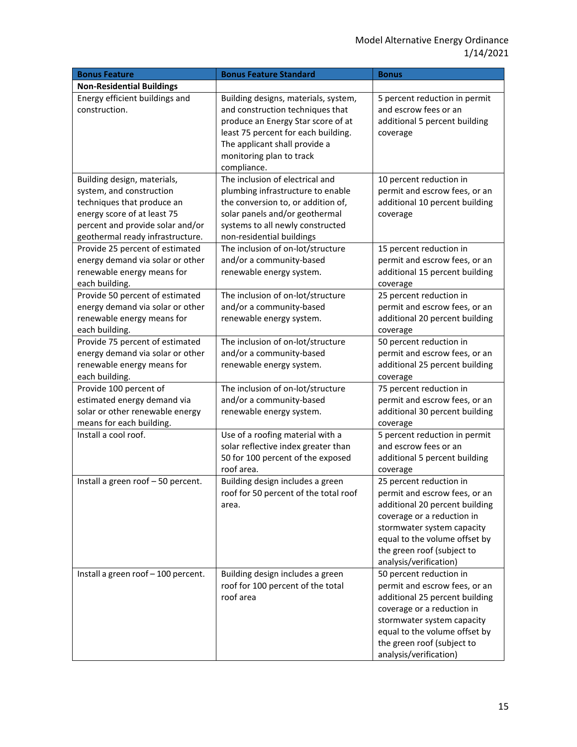| Bonus Feature | Bonus Feature Standard | Bonus |
|---|---|---|
| **Non-Residential Buildings** | | |
| Energy efficient buildings and construction. | Building designs, materials, system, and construction techniques that produce an Energy Star score of at least 75 percent for each building. The applicant shall provide a monitoring plan to track compliance. | 5 percent reduction in permit and escrow fees or an additional 5 percent building coverage |
| Building design, materials, system, and construction techniques that produce an energy score of at least 75 percent and provide solar and/or geothermal ready infrastructure. | The inclusion of electrical and plumbing infrastructure to enable the conversion to, or addition of, solar panels and/or geothermal systems to all newly constructed non-residential buildings | 10 percent reduction in permit and escrow fees, or an additional 10 percent building coverage |
| Provide 25 percent of estimated energy demand via solar or other renewable energy means for each building. | The inclusion of on-lot/structure and/or a community-based renewable energy system. | 15 percent reduction in permit and escrow fees, or an additional 15 percent building coverage |
| Provide 50 percent of estimated energy demand via solar or other renewable energy means for each building. | The inclusion of on-lot/structure and/or a community-based renewable energy system. | 25 percent reduction in permit and escrow fees, or an additional 20 percent building coverage |
| Provide 75 percent of estimated energy demand via solar or other renewable energy means for each building. | The inclusion of on-lot/structure and/or a community-based renewable energy system. | 50 percent reduction in permit and escrow fees, or an additional 25 percent building coverage |
| Provide 100 percent of estimated energy demand via solar or other renewable energy means for each building. | The inclusion of on-lot/structure and/or a community-based renewable energy system. | 75 percent reduction in permit and escrow fees, or an additional 30 percent building coverage |
| Install a cool roof. | Use of a roofing material with a solar reflective index greater than 50 for 100 percent of the exposed roof area. | 5 percent reduction in permit and escrow fees or an additional 5 percent building coverage |
| Install a green roof – 50 percent. | Building design includes a green roof for 50 percent of the total roof area. | 25 percent reduction in permit and escrow fees, or an additional 20 percent building coverage or a reduction in stormwater system capacity equal to the volume offset by the green roof (subject to analysis/verification) |
| Install a green roof – 100 percent. | Building design includes a green roof for 100 percent of the total roof area | 50 percent reduction in permit and escrow fees, or an additional 25 percent building coverage or a reduction in stormwater system capacity equal to the volume offset by the green roof (subject to analysis/verification) |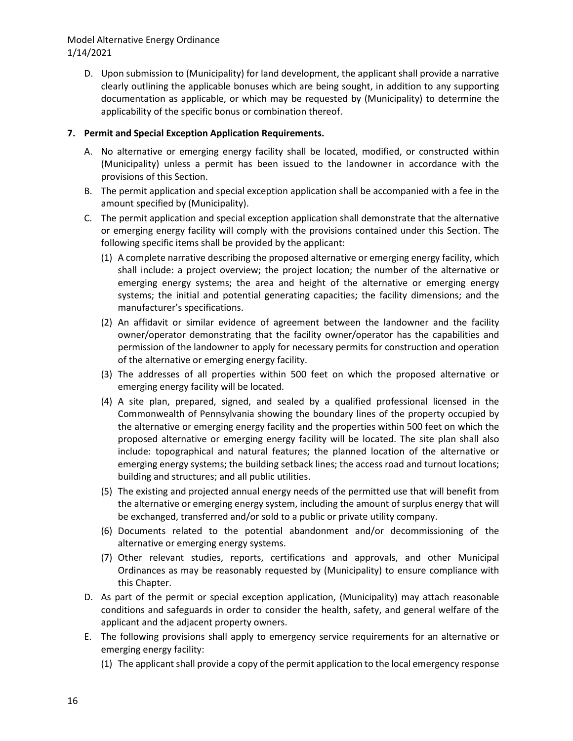D. Upon submission to (Municipality) for land development, the applicant shall provide a narrative clearly outlining the applicable bonuses which are being sought, in addition to any supporting documentation as applicable, or which may be requested by (Municipality) to determine the applicability of the specific bonus or combination thereof.

**7. Permit and Special Exception Application Requirements.**

A. No alternative or emerging energy facility shall be located, modified, or constructed within (Municipality) unless a permit has been issued to the landowner in accordance with the provisions of this Section.

B. The permit application and special exception application shall be accompanied with a fee in the amount specified by (Municipality).

C. The permit application and special exception application shall demonstrate that the alternative or emerging energy facility will comply with the provisions contained under this Section. The following specific items shall be provided by the applicant:

(1) A complete narrative describing the proposed alternative or emerging energy facility, which shall include: a project overview; the project location; the number of the alternative or emerging energy systems; the area and height of the alternative or emerging energy systems; the initial and potential generating capacities; the facility dimensions; and the manufacturer's specifications.

(2) An affidavit or similar evidence of agreement between the landowner and the facility owner/operator demonstrating that the facility owner/operator has the capabilities and permission of the landowner to apply for necessary permits for construction and operation of the alternative or emerging energy facility.

(3) The addresses of all properties within 500 feet on which the proposed alternative or emerging energy facility will be located.

(4) A site plan, prepared, signed, and sealed by a qualified professional licensed in the Commonwealth of Pennsylvania showing the boundary lines of the property occupied by the alternative or emerging energy facility and the properties within 500 feet on which the proposed alternative or emerging energy facility will be located. The site plan shall also include: topographical and natural features; the planned location of the alternative or emerging energy systems; the building setback lines; the access road and turnout locations; building and structures; and all public utilities.

(5) The existing and projected annual energy needs of the permitted use that will benefit from the alternative or emerging energy system, including the amount of surplus energy that will be exchanged, transferred and/or sold to a public or private utility company.

(6) Documents related to the potential abandonment and/or decommissioning of the alternative or emerging energy systems.

(7) Other relevant studies, reports, certifications and approvals, and other Municipal Ordinances as may be reasonably requested by (Municipality) to ensure compliance with this Chapter.

D. As part of the permit or special exception application, (Municipality) may attach reasonable conditions and safeguards in order to consider the health, safety, and general welfare of the applicant and the adjacent property owners.

E. The following provisions shall apply to emergency service requirements for an alternative or emerging energy facility:

(1) The applicant shall provide a copy of the permit application to the local emergency response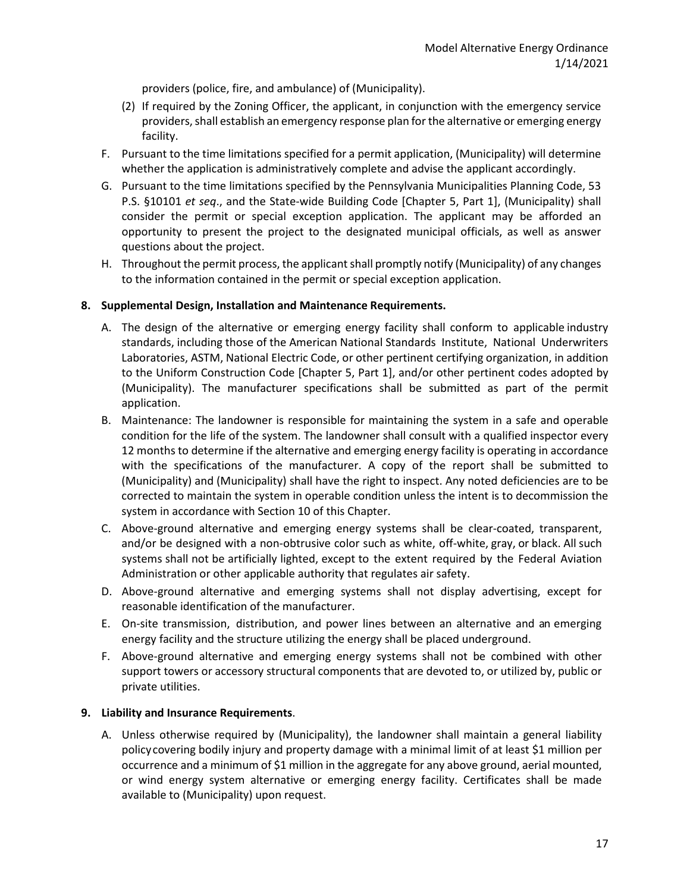providers (police, fire, and ambulance) of (Municipality).

(2) If required by the Zoning Officer, the applicant, in conjunction with the emergency service providers, shall establish an emergency response plan for the alternative or emerging energy facility.

F. Pursuant to the time limitations specified for a permit application, (Municipality) will determine whether the application is administratively complete and advise the applicant accordingly.

G. Pursuant to the time limitations specified by the Pennsylvania Municipalities Planning Code, 53 P.S. §10101 *et seq*., and the State-wide Building Code [Chapter 5, Part 1], (Municipality) shall consider the permit or special exception application. The applicant may be afforded an opportunity to present the project to the designated municipal officials, as well as answer questions about the project.

H. Throughout the permit process, the applicant shall promptly notify (Municipality) of any changes to the information contained in the permit or special exception application.

**8. Supplemental Design, Installation and Maintenance Requirements.**

A. The design of the alternative or emerging energy facility shall conform to applicable industry standards, including those of the American National Standards Institute, National Underwriters Laboratories, ASTM, National Electric Code, or other pertinent certifying organization, in addition to the Uniform Construction Code [Chapter 5, Part 1], and/or other pertinent codes adopted by (Municipality). The manufacturer specifications shall be submitted as part of the permit application.

B. Maintenance: The landowner is responsible for maintaining the system in a safe and operable condition for the life of the system. The landowner shall consult with a qualified inspector every 12 months to determine if the alternative and emerging energy facility is operating in accordance with the specifications of the manufacturer. A copy of the report shall be submitted to (Municipality) and (Municipality) shall have the right to inspect. Any noted deficiencies are to be corrected to maintain the system in operable condition unless the intent is to decommission the system in accordance with Section 10 of this Chapter.

C. Above-ground alternative and emerging energy systems shall be clear-coated, transparent, and/or be designed with a non-obtrusive color such as white, off-white, gray, or black. All such systems shall not be artificially lighted, except to the extent required by the Federal Aviation Administration or other applicable authority that regulates air safety.

D. Above-ground alternative and emerging systems shall not display advertising, except for reasonable identification of the manufacturer.

E. On-site transmission, distribution, and power lines between an alternative and an emerging energy facility and the structure utilizing the energy shall be placed underground.

F. Above-ground alternative and emerging energy systems shall not be combined with other support towers or accessory structural components that are devoted to, or utilized by, public or private utilities.

**9. Liability and Insurance Requirements**.

A. Unless otherwise required by (Municipality), the landowner shall maintain a general liability policy covering bodily injury and property damage with a minimal limit of at least $1 million per occurrence and a minimum of $1 million in the aggregate for any above ground, aerial mounted, or wind energy system alternative or emerging energy facility. Certificates shall be made available to (Municipality) upon request.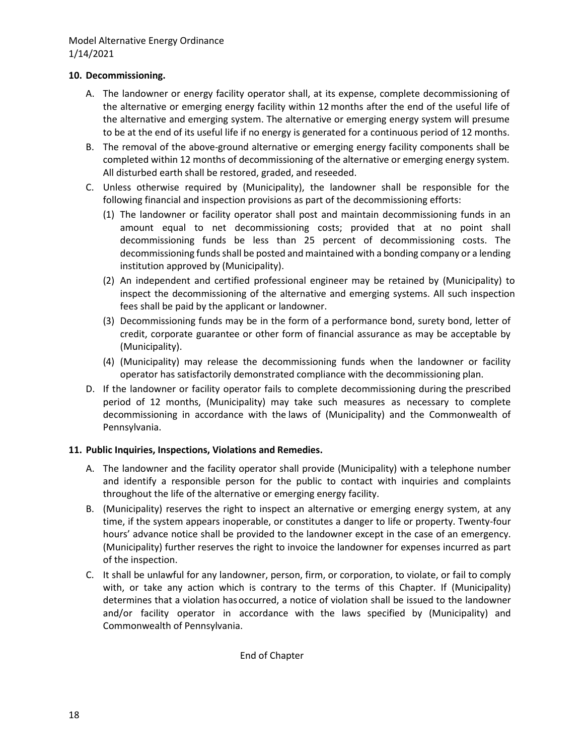**10. Decommissioning.**

A. The landowner or energy facility operator shall, at its expense, complete decommissioning of the alternative or emerging energy facility within 12 months after the end of the useful life of the alternative and emerging system. The alternative or emerging energy system will presume to be at the end of its useful life if no energy is generated for a continuous period of 12 months.

B. The removal of the above-ground alternative or emerging energy facility components shall be completed within 12 months of decommissioning of the alternative or emerging energy system. All disturbed earth shall be restored, graded, and reseeded.

C. Unless otherwise required by (Municipality), the landowner shall be responsible for the following financial and inspection provisions as part of the decommissioning efforts:

   (1) The landowner or facility operator shall post and maintain decommissioning funds in an amount equal to net decommissioning costs; provided that at no point shall decommissioning funds be less than 25 percent of decommissioning costs. The decommissioning funds shall be posted and maintained with a bonding company or a lending institution approved by (Municipality).

   (2) An independent and certified professional engineer may be retained by (Municipality) to inspect the decommissioning of the alternative and emerging systems. All such inspection fees shall be paid by the applicant or landowner.

   (3) Decommissioning funds may be in the form of a performance bond, surety bond, letter of credit, corporate guarantee or other form of financial assurance as may be acceptable by (Municipality).

   (4) (Municipality) may release the decommissioning funds when the landowner or facility operator has satisfactorily demonstrated compliance with the decommissioning plan.

D. If the landowner or facility operator fails to complete decommissioning during the prescribed period of 12 months, (Municipality) may take such measures as necessary to complete decommissioning in accordance with the laws of (Municipality) and the Commonwealth of Pennsylvania.

**11. Public Inquiries, Inspections, Violations and Remedies.**

A. The landowner and the facility operator shall provide (Municipality) with a telephone number and identify a responsible person for the public to contact with inquiries and complaints throughout the life of the alternative or emerging energy facility.

B. (Municipality) reserves the right to inspect an alternative or emerging energy system, at any time, if the system appears inoperable, or constitutes a danger to life or property. Twenty-four hours' advance notice shall be provided to the landowner except in the case of an emergency. (Municipality) further reserves the right to invoice the landowner for expenses incurred as part of the inspection.

C. It shall be unlawful for any landowner, person, firm, or corporation, to violate, or fail to comply with, or take any action which is contrary to the terms of this Chapter. If (Municipality) determines that a violation has occurred, a notice of violation shall be issued to the landowner and/or facility operator in accordance with the laws specified by (Municipality) and Commonwealth of Pennsylvania.

End of Chapter